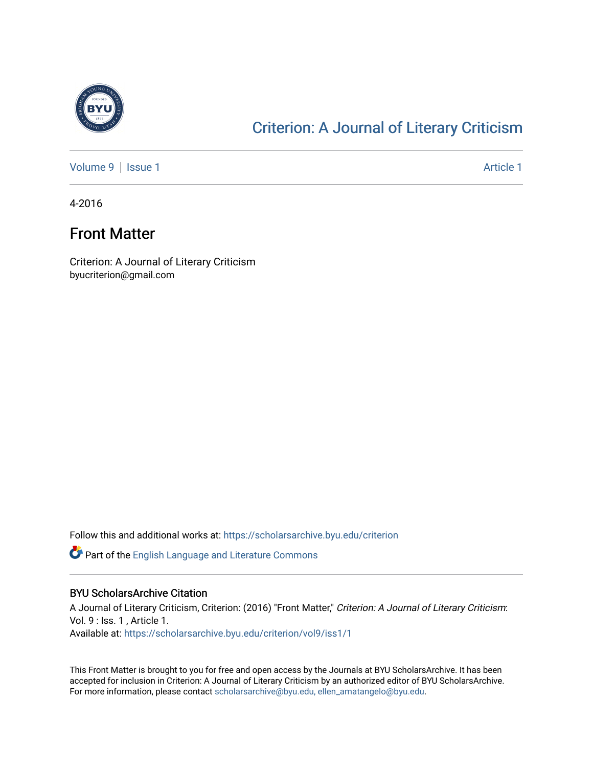# Criterion: A Journal of Literary Criticism

Volume 9 | Issue 1 Article 1

4-2016

## Front Matter

Criterion: A Journal of Literary Criticism
byucriterion@gmail.com

Follow this and additional works at: https://scholarsarchive.byu.edu/criterion

Part of the English Language and Literature Commons

### BYU ScholarsArchive Citation

A Journal of Literary Criticism, Criterion: (2016) "Front Matter," *Criterion: A Journal of Literary Criticism*: Vol. 9 : Iss. 1 , Article 1.
Available at: https://scholarsarchive.byu.edu/criterion/vol9/iss1/1

This Front Matter is brought to you for free and open access by the Journals at BYU ScholarsArchive. It has been accepted for inclusion in Criterion: A Journal of Literary Criticism by an authorized editor of BYU ScholarsArchive. For more information, please contact scholarsarchive@byu.edu, ellen_amatangelo@byu.edu.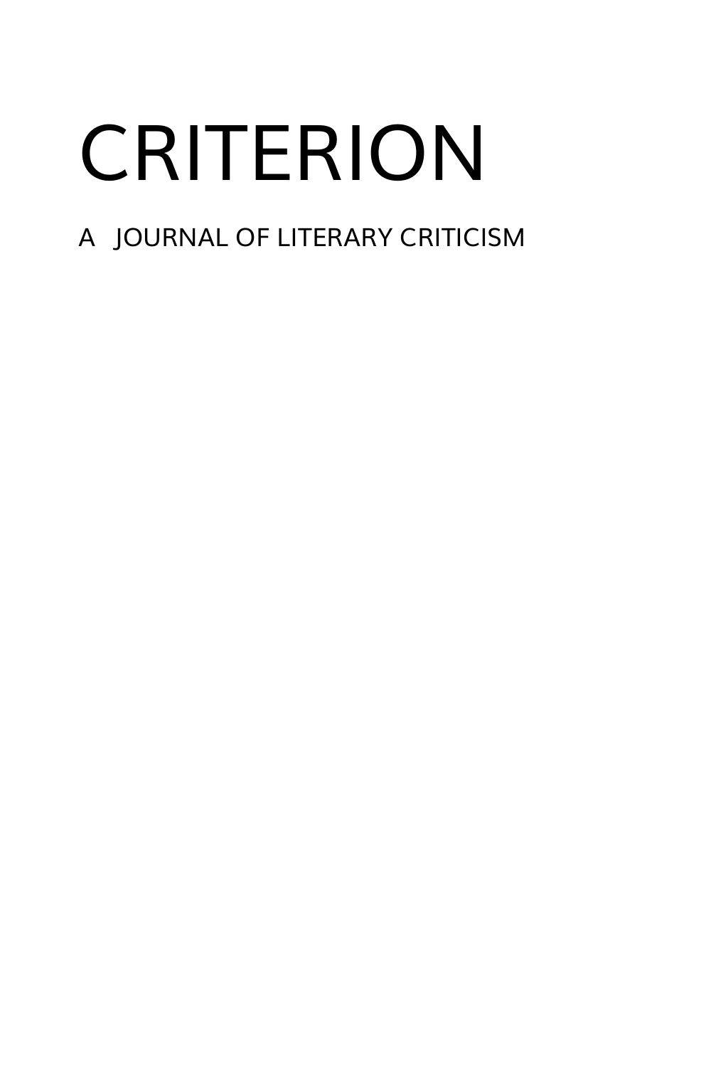# CRITERION

A JOURNAL OF LITERARY CRITICISM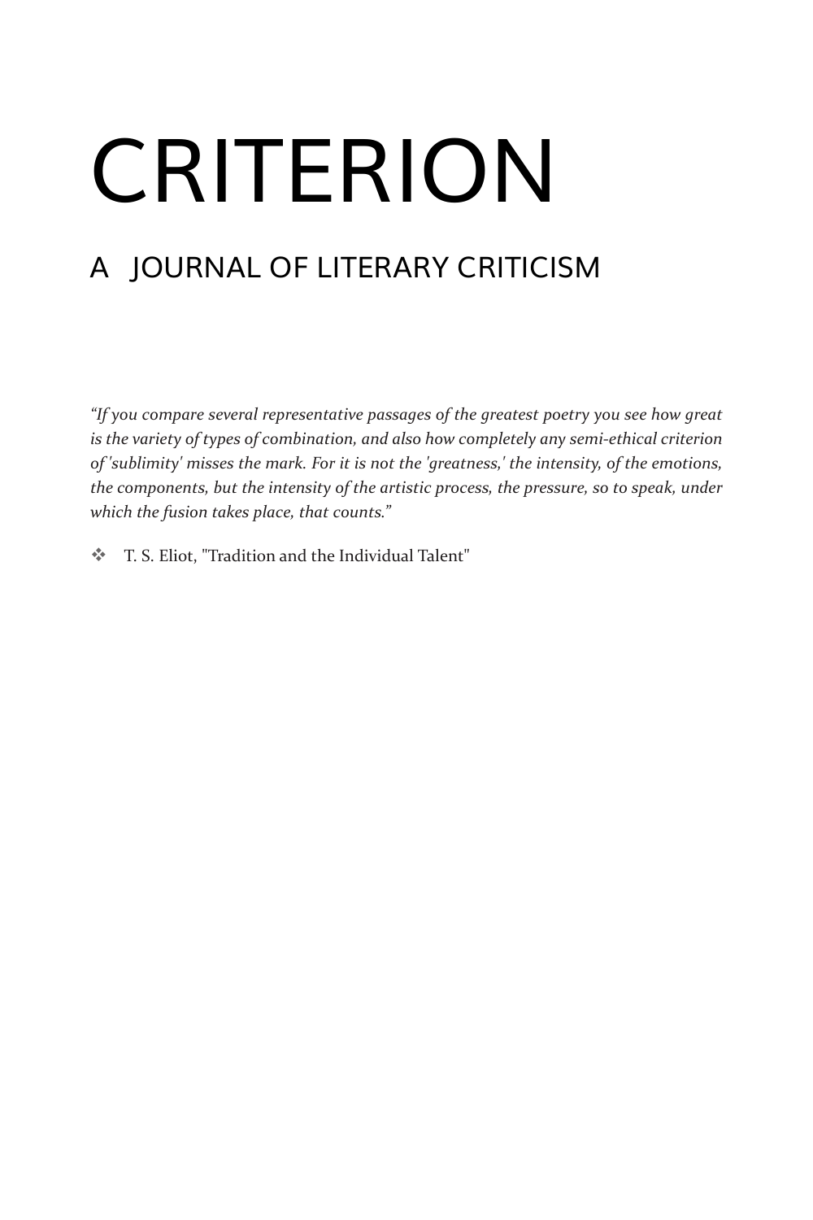# CRITERION

## A JOURNAL OF LITERARY CRITICISM

*“If you compare several representative passages of the greatest poetry you see how great is the variety of types of combination, and also how completely any semi-ethical criterion of 'sublimity' misses the mark. For it is not the 'greatness,' the intensity, of the emotions, the components, but the intensity of the artistic process, the pressure, so to speak, under which the fusion takes place, that counts.”*

- T. S. Eliot, "Tradition and the Individual Talent"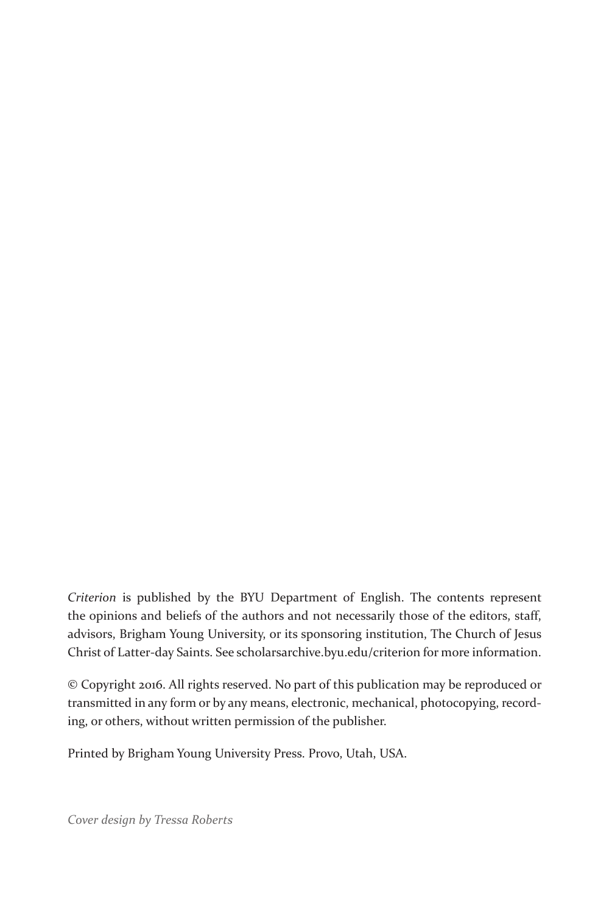*Criterion* is published by the BYU Department of English. The contents represent the opinions and beliefs of the authors and not necessarily those of the editors, staff, advisors, Brigham Young University, or its sponsoring institution, The Church of Jesus Christ of Latter-day Saints. See scholarsarchive.byu.edu/criterion for more information.

© Copyright 2016. All rights reserved. No part of this publication may be reproduced or transmitted in any form or by any means, electronic, mechanical, photocopying, recording, or others, without written permission of the publisher.

Printed by Brigham Young University Press. Provo, Utah, USA.

*Cover design by Tressa Roberts*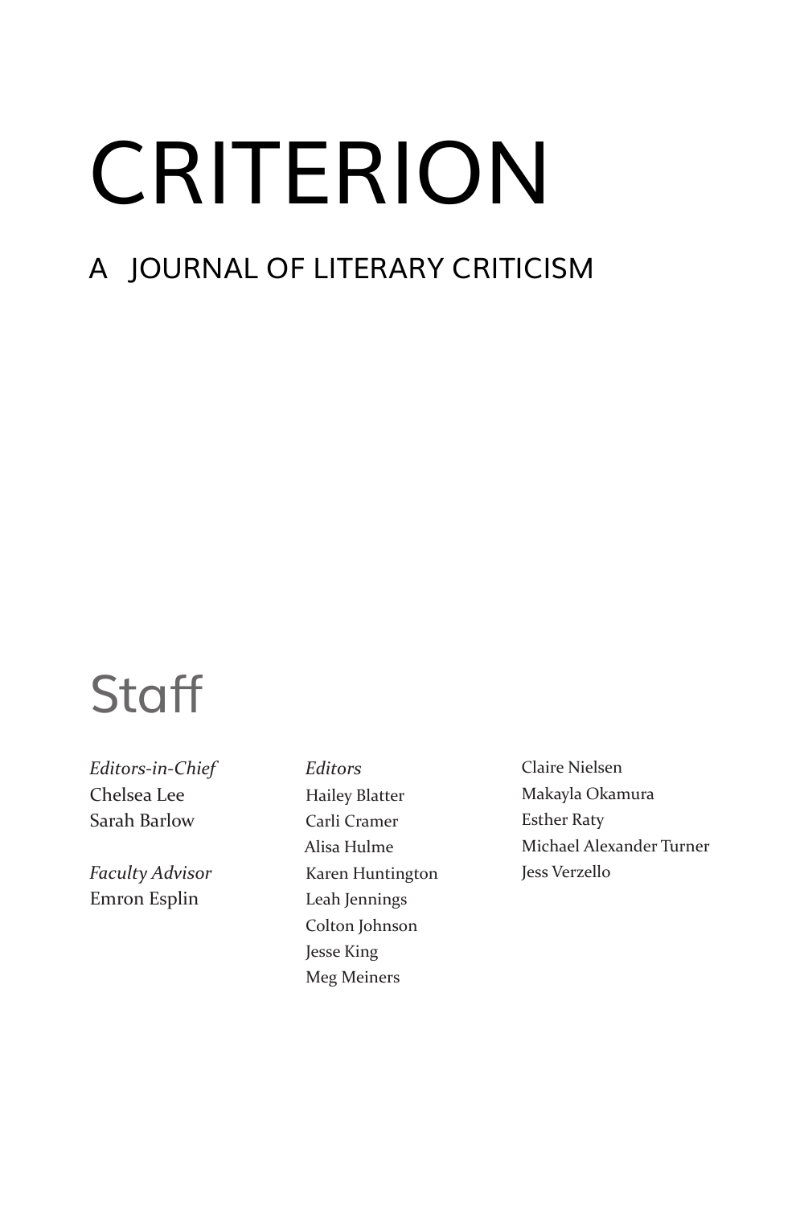# CRITERION

## A JOURNAL OF LITERARY CRITICISM

## Staff

*Editors-in-Chief*
Chelsea Lee
Sarah Barlow

*Faculty Advisor*
Emron Esplin

*Editors*
Hailey Blatter
Carli Cramer
Alisa Hulme
Karen Huntington
Leah Jennings
Colton Johnson
Jesse King
Meg Meiners
Claire Nielsen
Makayla Okamura
Esther Raty
Michael Alexander Turner
Jess Verzello